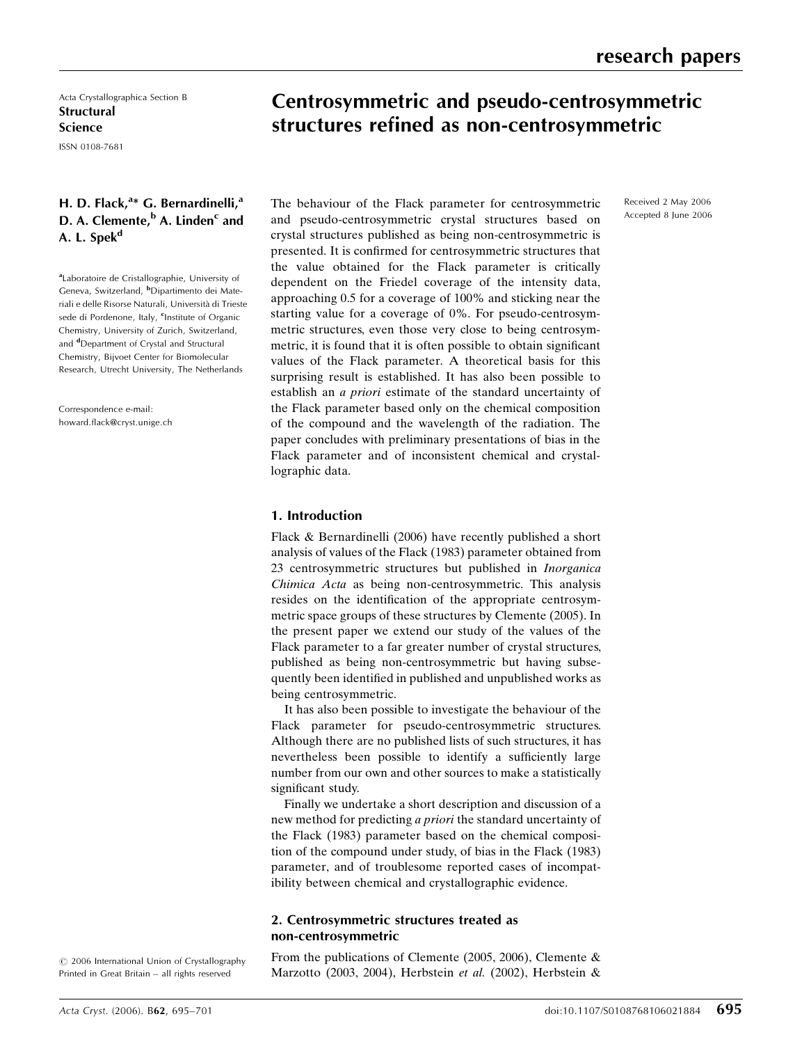Acta Crystallographica Section B
**Structural Science**
ISSN 0108-7681

# Centrosymmetric and pseudo-centrosymmetric structures refined as non-centrosymmetric

**H. D. Flack,[a]* G. Bernardinelli,[a] D. A. Clemente,[b] A. Linden[c] and A. L. Spek[d]**

[a]Laboratoire de Cristallographie, University of Geneva, Switzerland, [b]Dipartimento dei Materiali e delle Risorse Naturali, Università di Trieste sede di Pordenone, Italy, [c]Institute of Organic Chemistry, University of Zurich, Switzerland, and [d]Department of Crystal and Structural Chemistry, Bijvoet Center for Biomolecular Research, Utrecht University, The Netherlands

Correspondence e-mail: howard.flack@cryst.unige.ch

Received 2 May 2006
Accepted 8 June 2006

© 2006 International Union of Crystallography
Printed in Great Britain – all rights reserved

The behaviour of the Flack parameter for centrosymmetric and pseudo-centrosymmetric crystal structures based on crystal structures published as being non-centrosymmetric is presented. It is confirmed for centrosymmetric structures that the value obtained for the Flack parameter is critically dependent on the Friedel coverage of the intensity data, approaching 0.5 for a coverage of 100% and sticking near the starting value for a coverage of 0%. For pseudo-centrosymmetric structures, even those very close to being centrosymmetric, it is found that it is often possible to obtain significant values of the Flack parameter. A theoretical basis for this surprising result is established. It has also been possible to establish an *a priori* estimate of the standard uncertainty of the Flack parameter based only on the chemical composition of the compound and the wavelength of the radiation. The paper concludes with preliminary presentations of bias in the Flack parameter and of inconsistent chemical and crystallographic data.

## 1. Introduction

Flack & Bernardinelli (2006) have recently published a short analysis of values of the Flack (1983) parameter obtained from 23 centrosymmetric structures but published in *Inorganica Chimica Acta* as being non-centrosymmetric. This analysis resides on the identification of the appropriate centrosymmetric space groups of these structures by Clemente (2005). In the present paper we extend our study of the values of the Flack parameter to a far greater number of crystal structures, published as being non-centrosymmetric but having subsequently been identified in published and unpublished works as being centrosymmetric.

It has also been possible to investigate the behaviour of the Flack parameter for pseudo-centrosymmetric structures. Although there are no published lists of such structures, it has nevertheless been possible to identify a sufficiently large number from our own and other sources to make a statistically significant study.

Finally we undertake a short description and discussion of a new method for predicting *a priori* the standard uncertainty of the Flack (1983) parameter based on the chemical composition of the compound under study, of bias in the Flack (1983) parameter, and of troublesome reported cases of incompatibility between chemical and crystallographic evidence.

## 2. Centrosymmetric structures treated as non-centrosymmetric

From the publications of Clemente (2005, 2006), Clemente & Marzotto (2003, 2004), Herbstein *et al.* (2002), Herbstein &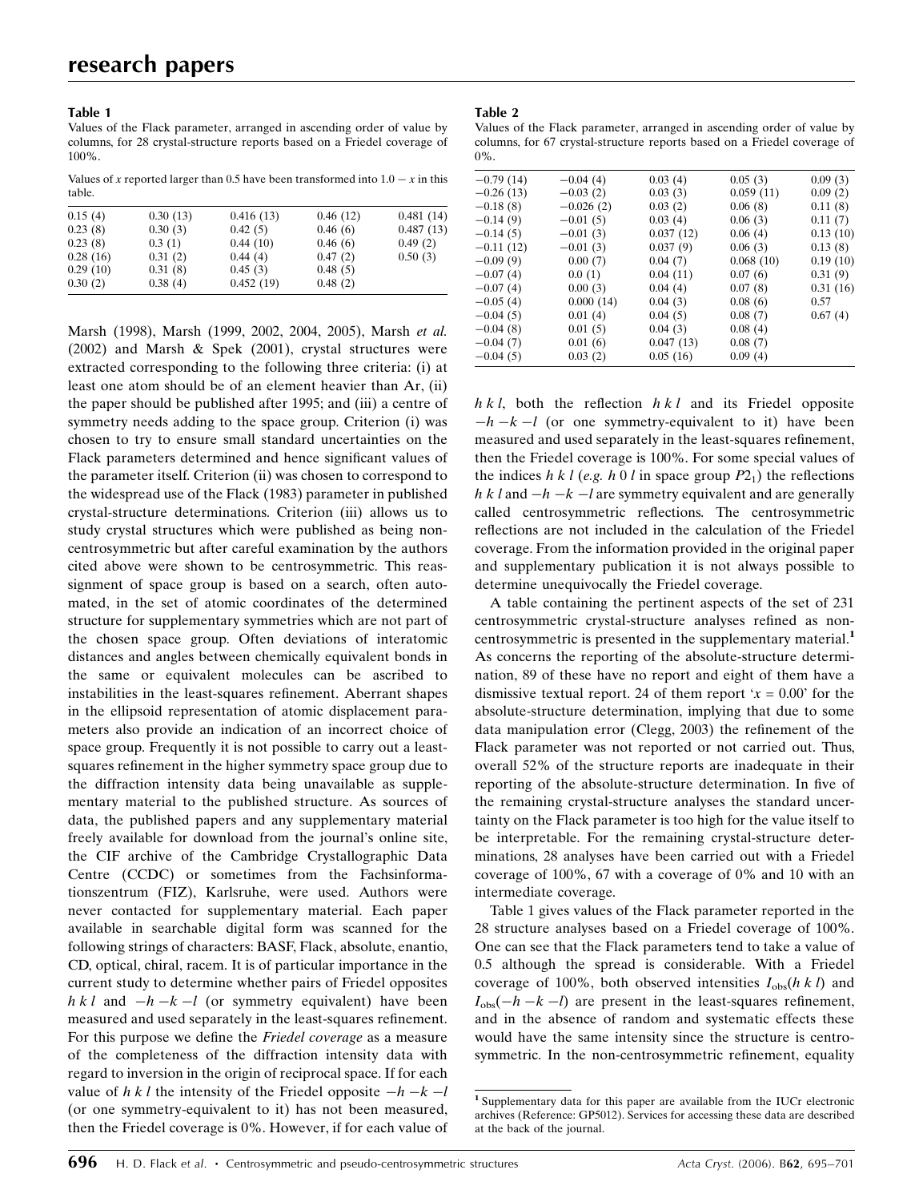**Table 1**
Values of the Flack parameter, arranged in ascending order of value by columns, for 28 crystal-structure reports based on a Friedel coverage of 100%.

Values of $x$ reported larger than 0.5 have been transformed into $1.0 - x$ in this table.

| | | | | |
|---|---|---|---|---|
| 0.15 (4) | 0.30 (13) | 0.416 (13) | 0.46 (12) | 0.481 (14) |
| 0.23 (8) | 0.30 (3) | 0.42 (5) | 0.46 (6) | 0.487 (13) |
| 0.23 (8) | 0.3 (1) | 0.44 (10) | 0.46 (6) | 0.49 (2) |
| 0.28 (16) | 0.31 (2) | 0.44 (4) | 0.47 (2) | 0.50 (3) |
| 0.29 (10) | 0.31 (8) | 0.45 (3) | 0.48 (5) | |
| 0.30 (2) | 0.38 (4) | 0.452 (19) | 0.48 (2) | |

Marsh (1998), Marsh (1999, 2002, 2004, 2005), Marsh *et al.* (2002) and Marsh & Spek (2001), crystal structures were extracted corresponding to the following three criteria: (i) at least one atom should be of an element heavier than Ar, (ii) the paper should be published after 1995; and (iii) a centre of symmetry needs adding to the space group. Criterion (i) was chosen to try to ensure small standard uncertainties on the Flack parameters determined and hence significant values of the parameter itself. Criterion (ii) was chosen to correspond to the widespread use of the Flack (1983) parameter in published crystal-structure determinations. Criterion (iii) allows us to study crystal structures which were published as being non-centrosymmetric but after careful examination by the authors cited above were shown to be centrosymmetric. This reassignment of space group is based on a search, often automated, in the set of atomic coordinates of the determined structure for supplementary symmetries which are not part of the chosen space group. Often deviations of interatomic distances and angles between chemically equivalent bonds in the same or equivalent molecules can be ascribed to instabilities in the least-squares refinement. Aberrant shapes in the ellipsoid representation of atomic displacement parameters also provide an indication of an incorrect choice of space group. Frequently it is not possible to carry out a least-squares refinement in the higher symmetry space group due to the diffraction intensity data being unavailable as supplementary material to the published structure. As sources of data, the published papers and any supplementary material freely available for download from the journal's online site, the CIF archive of the Cambridge Crystallographic Data Centre (CCDC) or sometimes from the Fachsinformationszentrum (FIZ), Karlsruhe, were used. Authors were never contacted for supplementary material. Each paper available in searchable digital form was scanned for the following strings of characters: BASF, Flack, absolute, enantio, CD, optical, chiral, racem. It is of particular importance in the current study to determine whether pairs of Friedel opposites $h\,k\,l$ and $-h\,-k\,-l$ (or symmetry equivalent) have been measured and used separately in the least-squares refinement. For this purpose we define the *Friedel coverage* as a measure of the completeness of the diffraction intensity data with regard to inversion in the origin of reciprocal space. If for each value of $h\,k\,l$ the intensity of the Friedel opposite $-h\,-k\,-l$ (or one symmetry-equivalent to it) has not been measured, then the Friedel coverage is 0%. However, if for each value of $h\,k\,l$, both the reflection $h\,k\,l$ and its Friedel opposite $-h\,-k\,-l$ (or one symmetry-equivalent to it) have been measured and used separately in the least-squares refinement, then the Friedel coverage is 100%. For some special values of the indices $h\,k\,l$ (*e.g.* $h\,0\,l$ in space group $P2_1$) the reflections $h\,k\,l$ and $-h\,-k\,-l$ are symmetry equivalent and are generally called centrosymmetric reflections. The centrosymmetric reflections are not included in the calculation of the Friedel coverage. From the information provided in the original paper and supplementary publication it is not always possible to determine unequivocally the Friedel coverage.

**Table 2**
Values of the Flack parameter, arranged in ascending order of value by columns, for 67 crystal-structure reports based on a Friedel coverage of 0%.

| | | | | |
|---|---|---|---|---|
| −0.79 (14) | −0.04 (4) | 0.03 (4) | 0.05 (3) | 0.09 (3) |
| −0.26 (13) | −0.03 (2) | 0.03 (3) | 0.059 (11) | 0.09 (2) |
| −0.18 (8) | −0.026 (2) | 0.03 (2) | 0.06 (8) | 0.11 (8) |
| −0.14 (9) | −0.01 (5) | 0.03 (4) | 0.06 (3) | 0.11 (7) |
| −0.14 (5) | −0.01 (3) | 0.037 (12) | 0.06 (4) | 0.13 (10) |
| −0.11 (12) | −0.01 (3) | 0.037 (9) | 0.06 (3) | 0.13 (8) |
| −0.09 (9) | 0.00 (7) | 0.04 (7) | 0.068 (10) | 0.19 (10) |
| −0.07 (4) | 0.0 (1) | 0.04 (11) | 0.07 (6) | 0.31 (9) |
| −0.07 (4) | 0.00 (3) | 0.04 (4) | 0.07 (8) | 0.31 (16) |
| −0.05 (4) | 0.000 (14) | 0.04 (3) | 0.08 (6) | 0.57 |
| −0.04 (5) | 0.01 (4) | 0.04 (5) | 0.08 (7) | 0.67 (4) |
| −0.04 (8) | 0.01 (5) | 0.04 (3) | 0.08 (4) | |
| −0.04 (7) | 0.01 (6) | 0.047 (13) | 0.08 (7) | |
| −0.04 (5) | 0.03 (2) | 0.05 (16) | 0.09 (4) | |

A table containing the pertinent aspects of the set of 231 centrosymmetric crystal-structure analyses refined as non-centrosymmetric is presented in the supplementary material.[1] As concerns the reporting of the absolute-structure determination, 89 of these have no report and eight of them have a dismissive textual report. 24 of them report '$x = 0.00$' for the absolute-structure determination, implying that due to some data manipulation error (Clegg, 2003) the refinement of the Flack parameter was not reported or not carried out. Thus, overall 52% of the structure reports are inadequate in their reporting of the absolute-structure determination. In five of the remaining crystal-structure analyses the standard uncertainty on the Flack parameter is too high for the value itself to be interpretable. For the remaining crystal-structure determinations, 28 analyses have been carried out with a Friedel coverage of 100%, 67 with a coverage of 0% and 10 with an intermediate coverage.

Table 1 gives values of the Flack parameter reported in the 28 structure analyses based on a Friedel coverage of 100%. One can see that the Flack parameters tend to take a value of 0.5 although the spread is considerable. With a Friedel coverage of 100%, both observed intensities $I_{\rm obs}(h\,k\,l)$ and $I_{\rm obs}(-h\,-k\,-l)$ are present in the least-squares refinement, and in the absence of random and systematic effects these would have the same intensity since the structure is centrosymmetric. In the non-centrosymmetric refinement, equality

[1] Supplementary data for this paper are available from the IUCr electronic archives (Reference: GP5012). Services for accessing these data are described at the back of the journal.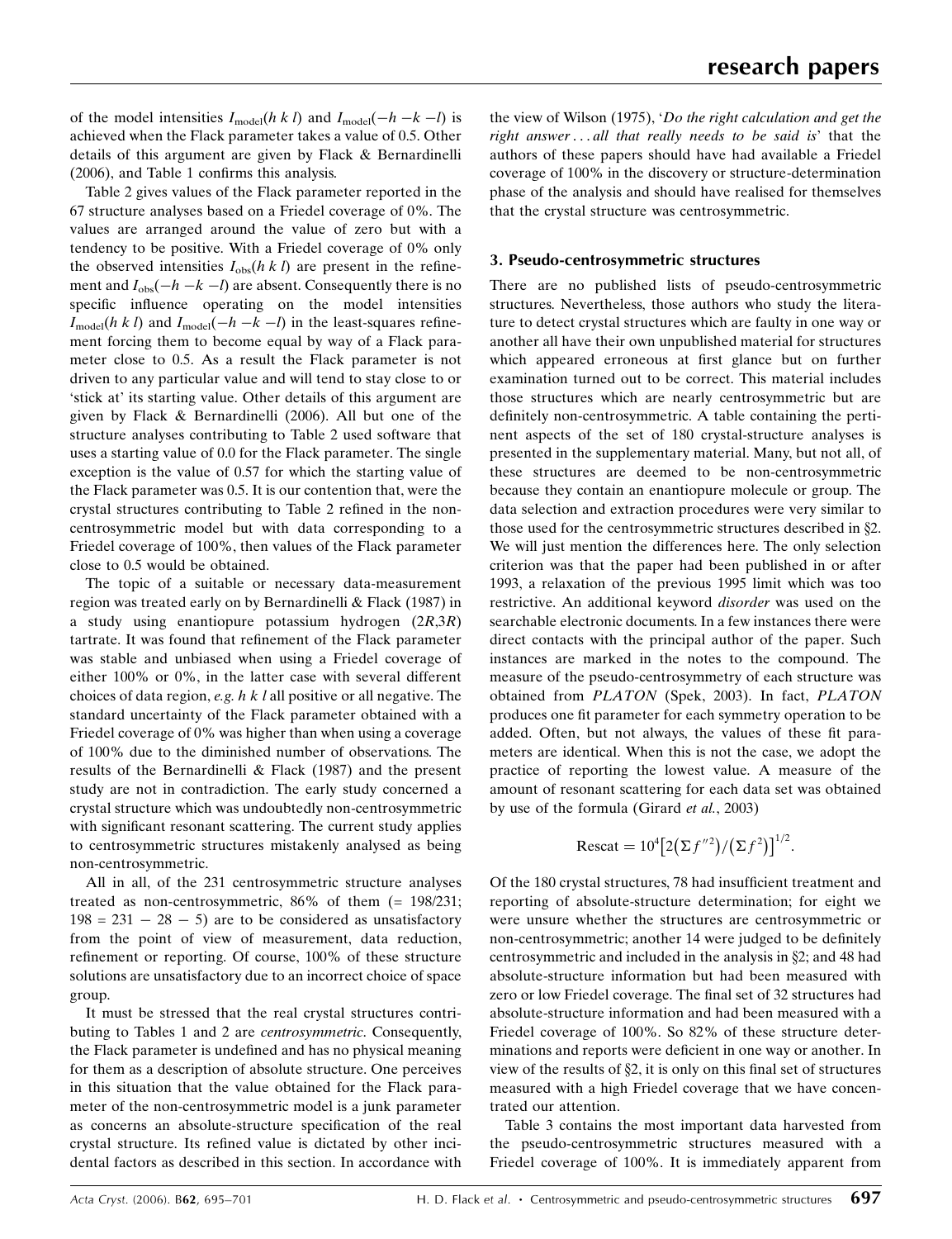of the model intensities $I_{\text{model}}(h\,k\,l)$ and $I_{\text{model}}(-h\,-k\,-l)$ is achieved when the Flack parameter takes a value of 0.5. Other details of this argument are given by Flack & Bernardinelli (2006), and Table 1 confirms this analysis.

Table 2 gives values of the Flack parameter reported in the 67 structure analyses based on a Friedel coverage of 0%. The values are arranged around the value of zero but with a tendency to be positive. With a Friedel coverage of 0% only the observed intensities $I_{\text{obs}}(h\,k\,l)$ are present in the refinement and $I_{\text{obs}}(-h\,-k\,-l)$ are absent. Consequently there is no specific influence operating on the model intensities $I_{\text{model}}(h\,k\,l)$ and $I_{\text{model}}(-h\,-k\,-l)$ in the least-squares refinement forcing them to become equal by way of a Flack parameter close to 0.5. As a result the Flack parameter is not driven to any particular value and will tend to stay close to or 'stick at' its starting value. Other details of this argument are given by Flack & Bernardinelli (2006). All but one of the structure analyses contributing to Table 2 used software that uses a starting value of 0.0 for the Flack parameter. The single exception is the value of 0.57 for which the starting value of the Flack parameter was 0.5. It is our contention that, were the crystal structures contributing to Table 2 refined in the non-centrosymmetric model but with data corresponding to a Friedel coverage of 100%, then values of the Flack parameter close to 0.5 would be obtained.

The topic of a suitable or necessary data-measurement region was treated early on by Bernardinelli & Flack (1987) in a study using enantiopure potassium hydrogen (2*R*,3*R*) tartrate. It was found that refinement of the Flack parameter was stable and unbiased when using a Friedel coverage of either 100% or 0%, in the latter case with several different choices of data region, *e.g.* $h\,k\,l$ all positive or all negative. The standard uncertainty of the Flack parameter obtained with a Friedel coverage of 0% was higher than when using a coverage of 100% due to the diminished number of observations. The results of the Bernardinelli & Flack (1987) and the present study are not in contradiction. The early study concerned a crystal structure which was undoubtedly non-centrosymmetric with significant resonant scattering. The current study applies to centrosymmetric structures mistakenly analysed as being non-centrosymmetric.

All in all, of the 231 centrosymmetric structure analyses treated as non-centrosymmetric, 86% of them (= 198/231; 198 = 231 − 28 − 5) are to be considered as unsatisfactory from the point of view of measurement, data reduction, refinement or reporting. Of course, 100% of these structure solutions are unsatisfactory due to an incorrect choice of space group.

It must be stressed that the real crystal structures contributing to Tables 1 and 2 are *centrosymmetric*. Consequently, the Flack parameter is undefined and has no physical meaning for them as a description of absolute structure. One perceives in this situation that the value obtained for the Flack parameter of the non-centrosymmetric model is a junk parameter as concerns an absolute-structure specification of the real crystal structure. Its refined value is dictated by other incidental factors as described in this section. In accordance with the view of Wilson (1975), '*Do the right calculation and get the right answer*... *all that really needs to be said is*' that the authors of these papers should have had available a Friedel coverage of 100% in the discovery or structure-determination phase of the analysis and should have realised for themselves that the crystal structure was centrosymmetric.

## 3. Pseudo-centrosymmetric structures

There are no published lists of pseudo-centrosymmetric structures. Nevertheless, those authors who study the literature to detect crystal structures which are faulty in one way or another all have their own unpublished material for structures which appeared erroneous at first glance but on further examination turned out to be correct. This material includes those structures which are nearly centrosymmetric but are definitely non-centrosymmetric. A table containing the pertinent aspects of the set of 180 crystal-structure analyses is presented in the supplementary material. Many, but not all, of these structures are deemed to be non-centrosymmetric because they contain an enantiopure molecule or group. The data selection and extraction procedures were very similar to those used for the centrosymmetric structures described in §2. We will just mention the differences here. The only selection criterion was that the paper had been published in or after 1993, a relaxation of the previous 1995 limit which was too restrictive. An additional keyword *disorder* was used on the searchable electronic documents. In a few instances there were direct contacts with the principal author of the paper. Such instances are marked in the notes to the compound. The measure of the pseudo-centrosymmetry of each structure was obtained from *PLATON* (Spek, 2003). In fact, *PLATON* produces one fit parameter for each symmetry operation to be added. Often, but not always, the values of these fit parameters are identical. When this is not the case, we adopt the practice of reporting the lowest value. A measure of the amount of resonant scattering for each data set was obtained by use of the formula (Girard *et al.*, 2003)

$$\text{Rescat} = 10^4\left[2\left(\Sigma f''^2\right)/\left(\Sigma f^2\right)\right]^{1/2}.$$

Of the 180 crystal structures, 78 had insufficient treatment and reporting of absolute-structure determination; for eight we were unsure whether the structures are centrosymmetric or non-centrosymmetric; another 14 were judged to be definitely centrosymmetric and included in the analysis in §2; and 48 had absolute-structure information but had been measured with zero or low Friedel coverage. The final set of 32 structures had absolute-structure information and had been measured with a Friedel coverage of 100%. So 82% of these structure determinations and reports were deficient in one way or another. In view of the results of §2, it is only on this final set of structures measured with a high Friedel coverage that we have concentrated our attention.

Table 3 contains the most important data harvested from the pseudo-centrosymmetric structures measured with a Friedel coverage of 100%. It is immediately apparent from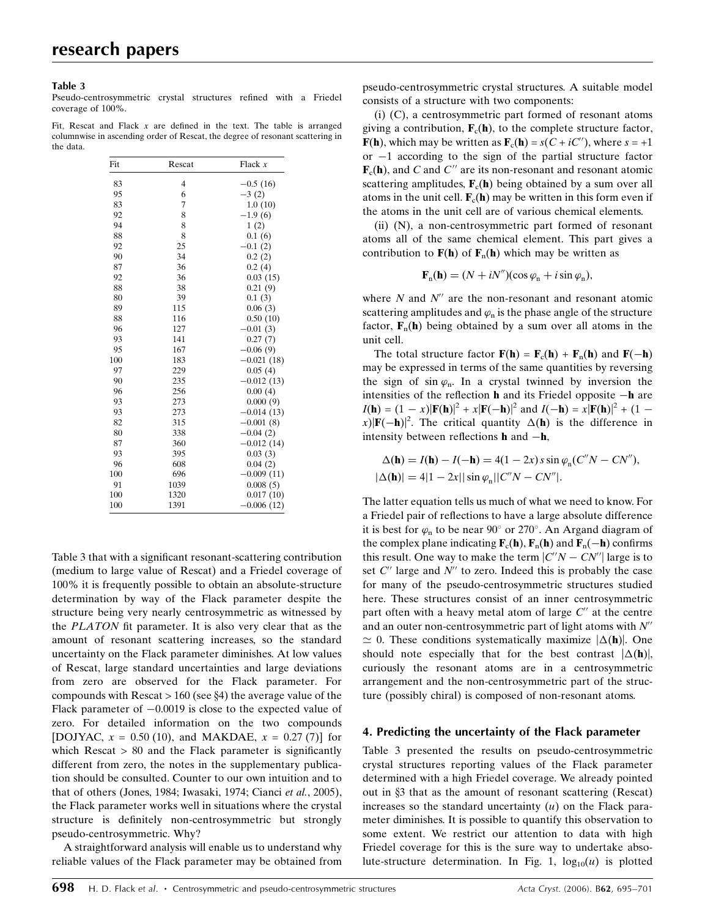**Table 3**
Pseudo-centrosymmetric crystal structures refined with a Friedel coverage of 100%.

Fit, Rescat and Flack $x$ are defined in the text. The table is arranged columnwise in ascending order of Rescat, the degree of resonant scattering in the data.

| Fit | Rescat | Flack $x$ |
|---|---|---|
| 83 | 4 | −0.5 (16) |
| 95 | 6 | −3 (2) |
| 83 | 7 | 1.0 (10) |
| 92 | 8 | −1.9 (6) |
| 94 | 8 | 1 (2) |
| 88 | 8 | 0.1 (6) |
| 92 | 25 | −0.1 (2) |
| 90 | 34 | 0.2 (2) |
| 87 | 36 | 0.2 (4) |
| 92 | 36 | 0.03 (15) |
| 88 | 38 | 0.21 (9) |
| 80 | 39 | 0.1 (3) |
| 89 | 115 | 0.06 (3) |
| 88 | 116 | 0.50 (10) |
| 96 | 127 | −0.01 (3) |
| 93 | 141 | 0.27 (7) |
| 95 | 167 | −0.06 (9) |
| 100 | 183 | −0.021 (18) |
| 97 | 229 | 0.05 (4) |
| 90 | 235 | −0.012 (13) |
| 96 | 256 | 0.00 (4) |
| 93 | 273 | 0.000 (9) |
| 93 | 273 | −0.014 (13) |
| 82 | 315 | −0.001 (8) |
| 80 | 338 | −0.04 (2) |
| 87 | 360 | −0.012 (14) |
| 93 | 395 | 0.03 (3) |
| 96 | 608 | 0.04 (2) |
| 100 | 696 | −0.009 (11) |
| 91 | 1039 | 0.008 (5) |
| 100 | 1320 | 0.017 (10) |
| 100 | 1391 | −0.006 (12) |

Table 3 that with a significant resonant-scattering contribution (medium to large value of Rescat) and a Friedel coverage of 100% it is frequently possible to obtain an absolute-structure determination by way of the Flack parameter despite the structure being very nearly centrosymmetric as witnessed by the *PLATON* fit parameter. It is also very clear that as the amount of resonant scattering increases, so the standard uncertainty on the Flack parameter diminishes. At low values of Rescat, large standard uncertainties and large deviations from zero are observed for the Flack parameter. For compounds with Rescat > 160 (see §4) the average value of the Flack parameter of −0.0019 is close to the expected value of zero. For detailed information on the two compounds [DOJYAC, $x$ = 0.50 (10), and MAKDAE, $x$ = 0.27 (7)] for which Rescat > 80 and the Flack parameter is significantly different from zero, the notes in the supplementary publication should be consulted. Counter to our own intuition and to that of others (Jones, 1984; Iwasaki, 1974; Cianci *et al.*, 2005), the Flack parameter works well in situations where the crystal structure is definitely non-centrosymmetric but strongly pseudo-centrosymmetric. Why?

A straightforward analysis will enable us to understand why reliable values of the Flack parameter may be obtained from pseudo-centrosymmetric crystal structures. A suitable model consists of a structure with two components:

(i) (C), a centrosymmetric part formed of resonant atoms giving a contribution, $\mathbf{F}_c(\mathbf{h})$, to the complete structure factor, $\mathbf{F}(\mathbf{h})$, which may be written as $\mathbf{F}_c(\mathbf{h}) = s(C + iC'')$, where $s = +1$ or $-1$ according to the sign of the partial structure factor $\mathbf{F}_c(\mathbf{h})$, and $C$ and $C''$ are its non-resonant and resonant atomic scattering amplitudes, $\mathbf{F}_c(\mathbf{h})$ being obtained by a sum over all atoms in the unit cell. $\mathbf{F}_c(\mathbf{h})$ may be written in this form even if the atoms in the unit cell are of various chemical elements.

(ii) (N), a non-centrosymmetric part formed of resonant atoms all of the same chemical element. This part gives a contribution to $\mathbf{F}(\mathbf{h})$ of $\mathbf{F}_n(\mathbf{h})$ which may be written as

$$\mathbf{F}_n(\mathbf{h}) = (N + iN'')(\cos\varphi_n + i\sin\varphi_n),$$

where $N$ and $N''$ are the non-resonant and resonant atomic scattering amplitudes and $\varphi_n$ is the phase angle of the structure factor, $\mathbf{F}_n(\mathbf{h})$ being obtained by a sum over all atoms in the unit cell.

The total structure factor $\mathbf{F}(\mathbf{h}) = \mathbf{F}_c(\mathbf{h}) + \mathbf{F}_n(\mathbf{h})$ and $\mathbf{F}(-\mathbf{h})$ may be expressed in terms of the same quantities by reversing the sign of $\sin\varphi_n$. In a crystal twinned by inversion the intensities of the reflection $\mathbf{h}$ and its Friedel opposite $-\mathbf{h}$ are $I(\mathbf{h}) = (1-x)|\mathbf{F}(\mathbf{h})|^2 + x|\mathbf{F}(-\mathbf{h})|^2$ and $I(-\mathbf{h}) = x|\mathbf{F}(\mathbf{h})|^2 + (1-x)|\mathbf{F}(-\mathbf{h})|^2$. The critical quantity $\Delta(\mathbf{h})$ is the difference in intensity between reflections $\mathbf{h}$ and $-\mathbf{h}$,

$$\Delta(\mathbf{h}) = I(\mathbf{h}) - I(-\mathbf{h}) = 4(1-2x)\,s\sin\varphi_n(C''N - CN''),$$
$$|\Delta(\mathbf{h})| = 4|1-2x||\sin\varphi_n||C''N - CN''|.$$

The latter equation tells us much of what we need to know. For a Friedel pair of reflections to have a large absolute difference it is best for $\varphi_n$ to be near 90° or 270°. An Argand diagram of the complex plane indicating $\mathbf{F}_c(\mathbf{h})$, $\mathbf{F}_n(\mathbf{h})$ and $\mathbf{F}_n(-\mathbf{h})$ confirms this result. One way to make the term $|C''N - CN''|$ large is to set $C''$ large and $N''$ to zero. Indeed this is probably the case for many of the pseudo-centrosymmetric structures studied here. These structures consist of an inner centrosymmetric part often with a heavy metal atom of large $C''$ at the centre and an outer non-centrosymmetric part of light atoms with $N'' \simeq 0$. These conditions systematically maximize $|\Delta(\mathbf{h})|$. One should note especially that for the best contrast $|\Delta(\mathbf{h})|$, curiously the resonant atoms are in a centrosymmetric arrangement and the non-centrosymmetric part of the structure (possibly chiral) is composed of non-resonant atoms.

## 4. Predicting the uncertainty of the Flack parameter

Table 3 presented the results on pseudo-centrosymmetric crystal structures reporting values of the Flack parameter determined with a high Friedel coverage. We already pointed out in §3 that as the amount of resonant scattering (Rescat) increases so the standard uncertainty ($u$) on the Flack parameter diminishes. It is possible to quantify this observation to some extent. We restrict our attention to data with high Friedel coverage for this is the sure way to undertake absolute-structure determination. In Fig. 1, $\log_{10}(u)$ is plotted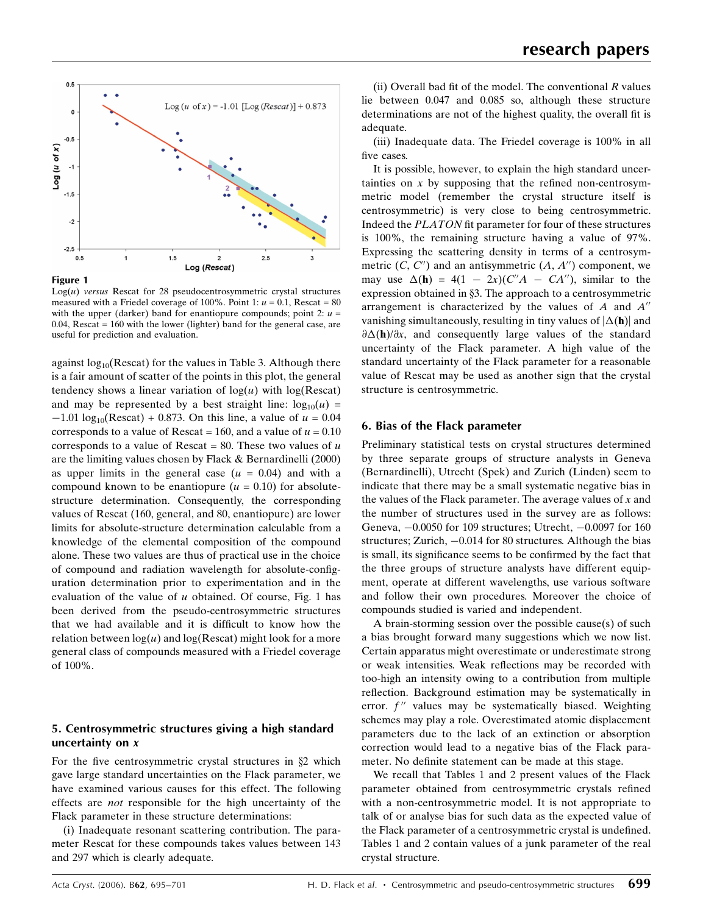**Figure 1**

Log($u$) *versus* Rescat for 28 pseudocentrosymmetric crystal structures measured with a Friedel coverage of 100%. Point 1: $u$ = 0.1, Rescat = 80 with the upper (darker) band for enantiopure compounds; point 2: $u$ = 0.04, Rescat = 160 with the lower (lighter) band for the general case, are useful for prediction and evaluation.

against $\log_{10}$(Rescat) for the values in Table 3. Although there is a fair amount of scatter of the points in this plot, the general tendency shows a linear variation of log($u$) with log(Rescat) and may be represented by a best straight line: $\log_{10}(u) = -1.01 \log_{10}(\text{Rescat}) + 0.873$. On this line, a value of $u$ = 0.04 corresponds to a value of Rescat = 160, and a value of $u$ = 0.10 corresponds to a value of Rescat = 80. These two values of $u$ are the limiting values chosen by Flack & Bernardinelli (2000) as upper limits in the general case ($u$ = 0.04) and with a compound known to be enantiopure ($u$ = 0.10) for absolute-structure determination. Consequently, the corresponding values of Rescat (160, general, and 80, enantiopure) are lower limits for absolute-structure determination calculable from a knowledge of the elemental composition of the compound alone. These two values are thus of practical use in the choice of compound and radiation wavelength for absolute-configuration determination prior to experimentation and in the evaluation of the value of $u$ obtained. Of course, Fig. 1 has been derived from the pseudo-centrosymmetric structures that we had available and it is difficult to know how the relation between log($u$) and log(Rescat) might look for a more general class of compounds measured with a Friedel coverage of 100%.

## 5. Centrosymmetric structures giving a high standard uncertainty on *x*

For the five centrosymmetric crystal structures in §2 which gave large standard uncertainties on the Flack parameter, we have examined various causes for this effect. The following effects are *not* responsible for the high uncertainty of the Flack parameter in these structure determinations:

(i) Inadequate resonant scattering contribution. The parameter Rescat for these compounds takes values between 143 and 297 which is clearly adequate.

(ii) Overall bad fit of the model. The conventional $R$ values lie between 0.047 and 0.085 so, although these structure determinations are not of the highest quality, the overall fit is adequate.

(iii) Inadequate data. The Friedel coverage is 100% in all five cases.

It is possible, however, to explain the high standard uncertainties on $x$ by supposing that the refined non-centrosymmetric model (remember the crystal structure itself is centrosymmetric) is very close to being centrosymmetric. Indeed the *PLATON* fit parameter for four of these structures is 100%, the remaining structure having a value of 97%. Expressing the scattering density in terms of a centrosymmetric ($C$, $C''$) and an antisymmetric ($A$, $A''$) component, we may use $\Delta(\mathbf{h}) = 4(1 - 2x)(C''A - CA'')$, similar to the expression obtained in §3. The approach to a centrosymmetric arrangement is characterized by the values of $A$ and $A''$ vanishing simultaneously, resulting in tiny values of $|\Delta(\mathbf{h})|$ and $\partial\Delta(\mathbf{h})/\partial x$, and consequently large values of the standard uncertainty of the Flack parameter. A high value of the standard uncertainty of the Flack parameter for a reasonable value of Rescat may be used as another sign that the crystal structure is centrosymmetric.

## 6. Bias of the Flack parameter

Preliminary statistical tests on crystal structures determined by three separate groups of structure analysts in Geneva (Bernardinelli), Utrecht (Spek) and Zurich (Linden) seem to indicate that there may be a small systematic negative bias in the values of the Flack parameter. The average values of $x$ and the number of structures used in the survey are as follows: Geneva, −0.0050 for 109 structures; Utrecht, −0.0097 for 160 structures; Zurich, −0.014 for 80 structures. Although the bias is small, its significance seems to be confirmed by the fact that the three groups of structure analysts have different equipment, operate at different wavelengths, use various software and follow their own procedures. Moreover the choice of compounds studied is varied and independent.

A brain-storming session over the possible cause(s) of such a bias brought forward many suggestions which we now list. Certain apparatus might overestimate or underestimate strong or weak intensities. Weak reflections may be recorded with too-high an intensity owing to a contribution from multiple reflection. Background estimation may be systematically in error. $f''$ values may be systematically biased. Weighting schemes may play a role. Overestimated atomic displacement parameters due to the lack of an extinction or absorption correction would lead to a negative bias of the Flack parameter. No definite statement can be made at this stage.

We recall that Tables 1 and 2 present values of the Flack parameter obtained from centrosymmetric crystals refined with a non-centrosymmetric model. It is not appropriate to talk of or analyse bias for such data as the expected value of the Flack parameter of a centrosymmetric crystal is undefined. Tables 1 and 2 contain values of a junk parameter of the real crystal structure.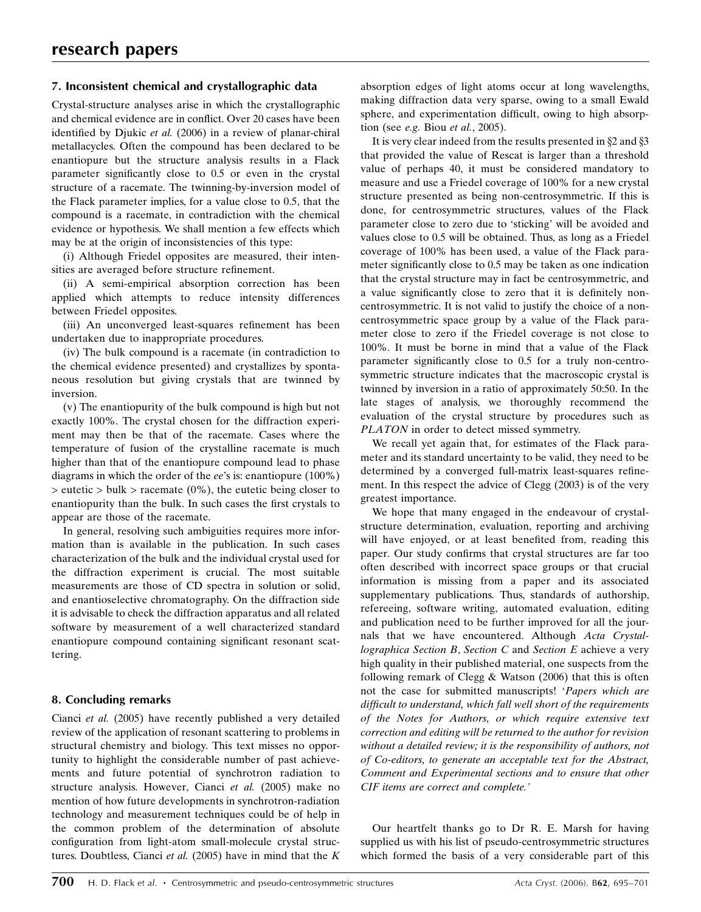## 7. Inconsistent chemical and crystallographic data

Crystal-structure analyses arise in which the crystallographic and chemical evidence are in conflict. Over 20 cases have been identified by Djukic *et al.* (2006) in a review of planar-chiral metallacycles. Often the compound has been declared to be enantiopure but the structure analysis results in a Flack parameter significantly close to 0.5 or even in the crystal structure of a racemate. The twinning-by-inversion model of the Flack parameter implies, for a value close to 0.5, that the compound is a racemate, in contradiction with the chemical evidence or hypothesis. We shall mention a few effects which may be at the origin of inconsistencies of this type:

(i) Although Friedel opposites are measured, their intensities are averaged before structure refinement.

(ii) A semi-empirical absorption correction has been applied which attempts to reduce intensity differences between Friedel opposites.

(iii) An unconverged least-squares refinement has been undertaken due to inappropriate procedures.

(iv) The bulk compound is a racemate (in contradiction to the chemical evidence presented) and crystallizes by spontaneous resolution but giving crystals that are twinned by inversion.

(v) The enantiopurity of the bulk compound is high but not exactly 100%. The crystal chosen for the diffraction experiment may then be that of the racemate. Cases where the temperature of fusion of the crystalline racemate is much higher than that of the enantiopure compound lead to phase diagrams in which the order of the *ee*'s is: enantiopure (100%) > eutetic > bulk > racemate (0%), the eutetic being closer to enantiopurity than the bulk. In such cases the first crystals to appear are those of the racemate.

In general, resolving such ambiguities requires more information than is available in the publication. In such cases characterization of the bulk and the individual crystal used for the diffraction experiment is crucial. The most suitable measurements are those of CD spectra in solution or solid, and enantioselective chromatography. On the diffraction side it is advisable to check the diffraction apparatus and all related software by measurement of a well characterized standard enantiopure compound containing significant resonant scattering.

## 8. Concluding remarks

Cianci *et al.* (2005) have recently published a very detailed review of the application of resonant scattering to problems in structural chemistry and biology. This text misses no opportunity to highlight the considerable number of past achievements and future potential of synchrotron radiation to structure analysis. However, Cianci *et al.* (2005) make no mention of how future developments in synchrotron-radiation technology and measurement techniques could be of help in the common problem of the determination of absolute configuration from light-atom small-molecule crystal structures. Doubtless, Cianci *et al.* (2005) have in mind that the $K$ absorption edges of light atoms occur at long wavelengths, making diffraction data very sparse, owing to a small Ewald sphere, and experimentation difficult, owing to high absorption (see *e.g.* Biou *et al.*, 2005).

It is very clear indeed from the results presented in §2 and §3 that provided the value of Rescat is larger than a threshold value of perhaps 40, it must be considered mandatory to measure and use a Friedel coverage of 100% for a new crystal structure presented as being non-centrosymmetric. If this is done, for centrosymmetric structures, values of the Flack parameter close to zero due to 'sticking' will be avoided and values close to 0.5 will be obtained. Thus, as long as a Friedel coverage of 100% has been used, a value of the Flack parameter significantly close to 0.5 may be taken as one indication that the crystal structure may in fact be centrosymmetric, and a value significantly close to zero that it is definitely non-centrosymmetric. It is not valid to justify the choice of a non-centrosymmetric space group by a value of the Flack parameter close to zero if the Friedel coverage is not close to 100%. It must be borne in mind that a value of the Flack parameter significantly close to 0.5 for a truly non-centrosymmetric structure indicates that the macroscopic crystal is twinned by inversion in a ratio of approximately 50:50. In the late stages of analysis, we thoroughly recommend the evaluation of the crystal structure by procedures such as *PLATON* in order to detect missed symmetry.

We recall yet again that, for estimates of the Flack parameter and its standard uncertainty to be valid, they need to be determined by a converged full-matrix least-squares refinement. In this respect the advice of Clegg (2003) is of the very greatest importance.

We hope that many engaged in the endeavour of crystal-structure determination, evaluation, reporting and archiving will have enjoyed, or at least benefited from, reading this paper. Our study confirms that crystal structures are far too often described with incorrect space groups or that crucial information is missing from a paper and its associated supplementary publications. Thus, standards of authorship, refereeing, software writing, automated evaluation, editing and publication need to be further improved for all the journals that we have encountered. Although *Acta Crystallographica Section B*, *Section C* and *Section E* achieve a very high quality in their published material, one suspects from the following remark of Clegg & Watson (2006) that this is often not the case for submitted manuscripts! '*Papers which are difficult to understand, which fall well short of the requirements of the Notes for Authors, or which require extensive text correction and editing will be returned to the author for revision without a detailed review; it is the responsibility of authors, not of Co-editors, to generate an acceptable text for the Abstract, Comment and Experimental sections and to ensure that other CIF items are correct and complete.*'

Our heartfelt thanks go to Dr R. E. Marsh for having supplied us with his list of pseudo-centrosymmetric structures which formed the basis of a very considerable part of this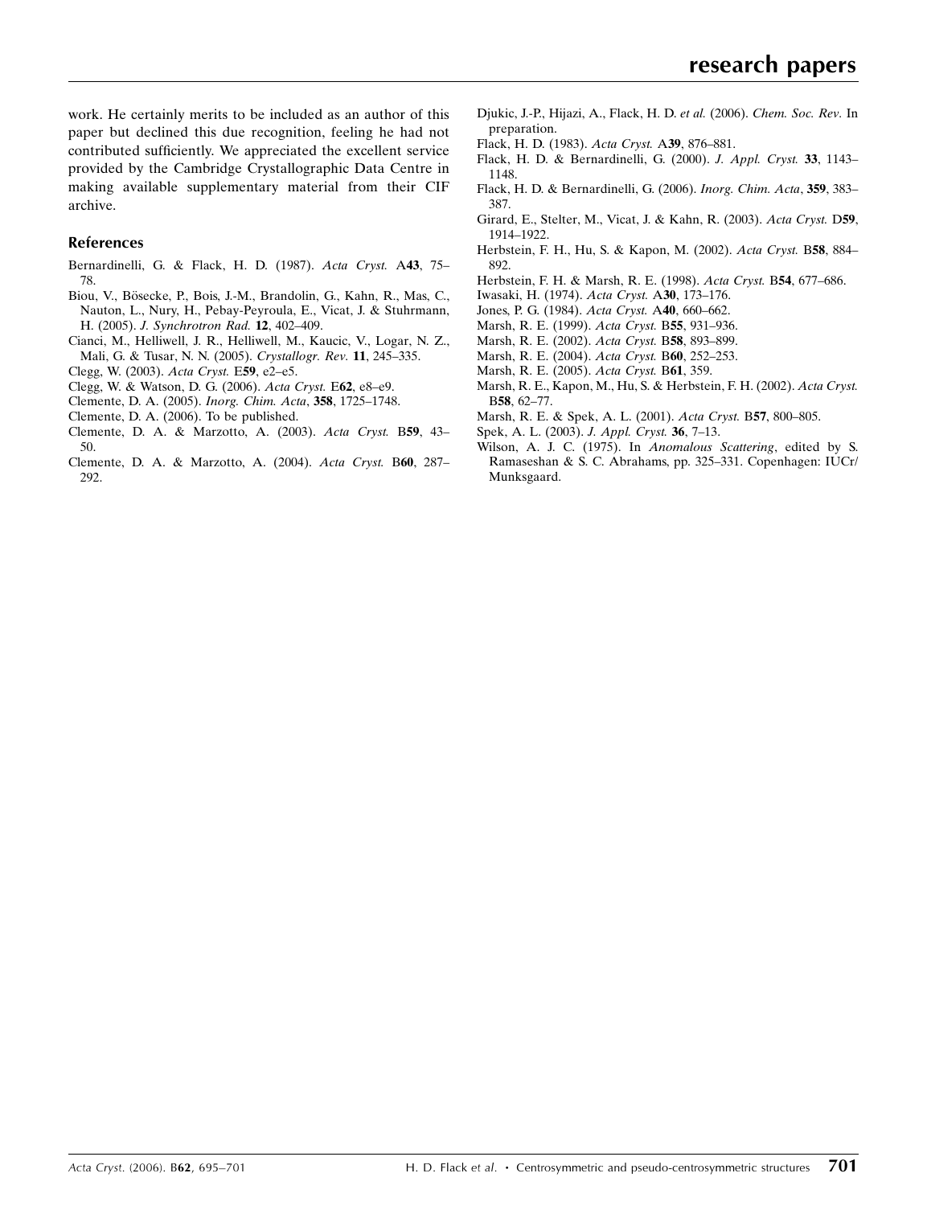work. He certainly merits to be included as an author of this paper but declined this due recognition, feeling he had not contributed sufficiently. We appreciated the excellent service provided by the Cambridge Crystallographic Data Centre in making available supplementary material from their CIF archive.

## References

Bernardinelli, G. & Flack, H. D. (1987). *Acta Cryst.* A**43**, 75–78.

Biou, V., Bösecke, P., Bois, J.-M., Brandolin, G., Kahn, R., Mas, C., Nauton, L., Nury, H., Pebay-Peyroula, E., Vicat, J. & Stuhrmann, H. (2005). *J. Synchrotron Rad.* **12**, 402–409.

Cianci, M., Helliwell, J. R., Helliwell, M., Kaucic, V., Logar, N. Z., Mali, G. & Tusar, N. N. (2005). *Crystallogr. Rev.* **11**, 245–335.

Clegg, W. (2003). *Acta Cryst.* E**59**, e2–e5.

Clegg, W. & Watson, D. G. (2006). *Acta Cryst.* E**62**, e8–e9.

Clemente, D. A. (2005). *Inorg. Chim. Acta*, **358**, 1725–1748.

Clemente, D. A. (2006). To be published.

Clemente, D. A. & Marzotto, A. (2003). *Acta Cryst.* B**59**, 43–50.

Clemente, D. A. & Marzotto, A. (2004). *Acta Cryst.* B**60**, 287–292.

Djukic, J.-P., Hijazi, A., Flack, H. D. *et al.* (2006). *Chem. Soc. Rev.* In preparation.

Flack, H. D. (1983). *Acta Cryst.* A**39**, 876–881.

Flack, H. D. & Bernardinelli, G. (2000). *J. Appl. Cryst.* **33**, 1143–1148.

Flack, H. D. & Bernardinelli, G. (2006). *Inorg. Chim. Acta*, **359**, 383–387.

Girard, E., Stelter, M., Vicat, J. & Kahn, R. (2003). *Acta Cryst.* D**59**, 1914–1922.

Herbstein, F. H., Hu, S. & Kapon, M. (2002). *Acta Cryst.* B**58**, 884–892.

Herbstein, F. H. & Marsh, R. E. (1998). *Acta Cryst.* B**54**, 677–686.

Iwasaki, H. (1974). *Acta Cryst.* A**30**, 173–176.

Jones, P. G. (1984). *Acta Cryst.* A**40**, 660–662.

Marsh, R. E. (1999). *Acta Cryst.* B**55**, 931–936.

Marsh, R. E. (2002). *Acta Cryst.* B**58**, 893–899.

Marsh, R. E. (2004). *Acta Cryst.* B**60**, 252–253.

Marsh, R. E. (2005). *Acta Cryst.* B**61**, 359.

Marsh, R. E., Kapon, M., Hu, S. & Herbstein, F. H. (2002). *Acta Cryst.* B**58**, 62–77.

Marsh, R. E. & Spek, A. L. (2001). *Acta Cryst.* B**57**, 800–805.

Spek, A. L. (2003). *J. Appl. Cryst.* **36**, 7–13.

Wilson, A. J. C. (1975). In *Anomalous Scattering*, edited by S. Ramaseshan & S. C. Abrahams, pp. 325–331. Copenhagen: IUCr/Munksgaard.